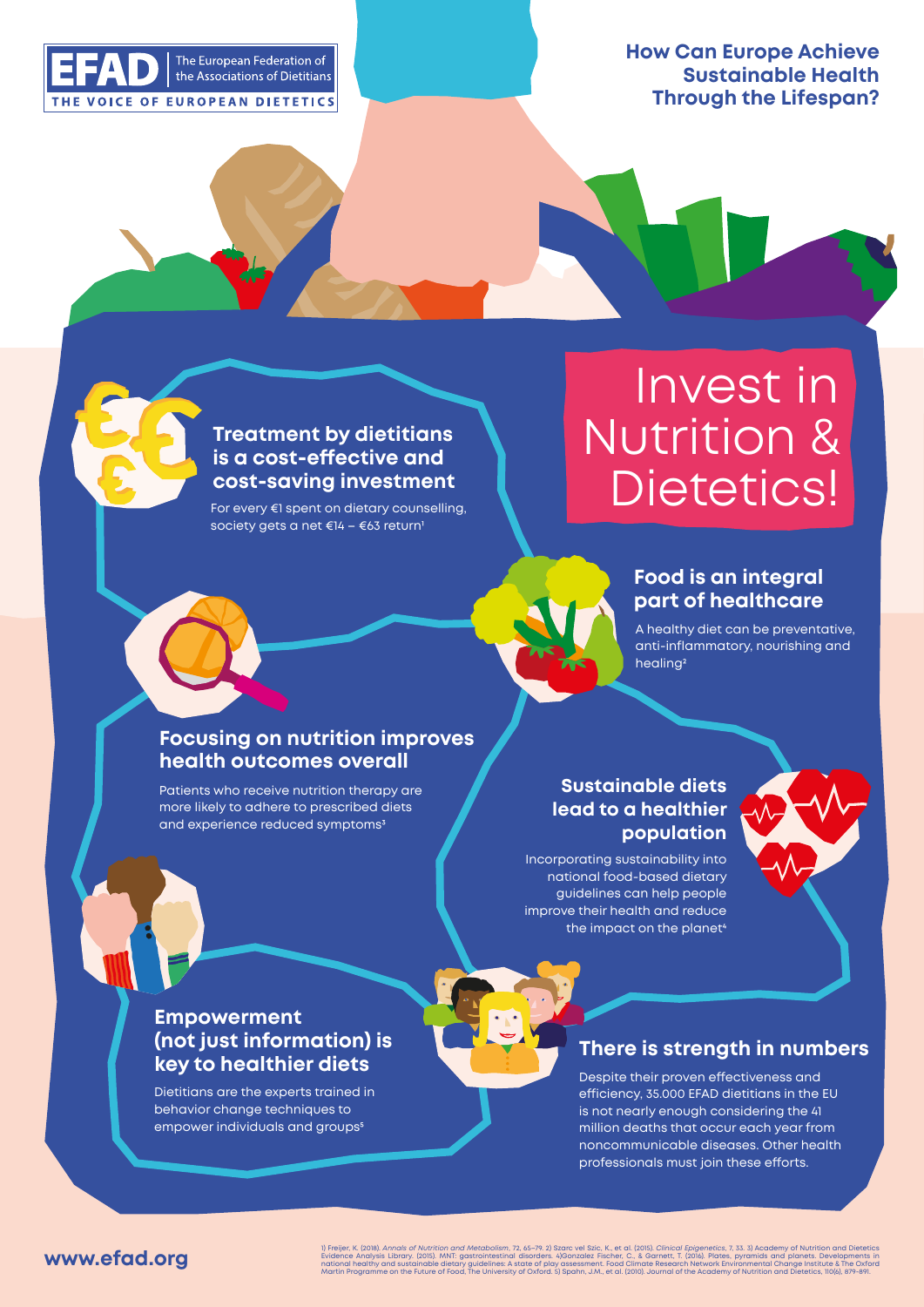The European Federation of the Associations of Dietitians

THE VOICE OF EUROPEAN DIETETICS

# How Can Europe Achieve Sustainable Health Through the Lifespan?

# Invest in Nutrition & Dietetics!

## Treatment by dietitians is a cost-effective and cost-saving investment

For every €1 spent on dietary counselling, society gets a net €14 – €63 return[1]

## Food is an integral part of healthcare

A healthy diet can be preventative, anti-inflammatory, nourishing and healing[2]

## Focusing on nutrition improves health outcomes overall

Patients who receive nutrition therapy are more likely to adhere to prescribed diets and experience reduced symptoms[3]

## Sustainable diets lead to a healthier population

Incorporating sustainability into national food-based dietary guidelines can help people improve their health and reduce the impact on the planet[4]

## Empowerment (not just information) is key to healthier diets

Dietitians are the experts trained in behavior change techniques to empower individuals and groups[5]

## There is strength in numbers

Despite their proven effectiveness and efficiency, 35.000 EFAD dietitians in the EU is not nearly enough considering the 41 million deaths that occur each year from noncommunicable diseases. Other health professionals must join these efforts.

www.efad.org

1) Freijer, K. (2018). *Annals of Nutrition and Metabolism*, 72, 65–79. 2) Szarc vel Szic, K., et al. (2015). *Clinical Epigenetics*, 7, 33. 3) Academy of Nutrition and Dietetics Evidence Analysis Library. (2015). MNT: gastrointestinal disorders. 4)Gonzalez Fischer, C., & Garnett, T. (2016). Plates, pyramids and planets. Developments in national healthy and sustainable dietary guidelines: A state of play assessment. Food Climate Research Network Environmental Change Institute & The Oxford Martin Programme on the Future of Food, The University of Oxford. 5) Spahn, J.M., et al. (2010). Journal of the Academy of Nutrition and Dietetics, 110(6), 879–891.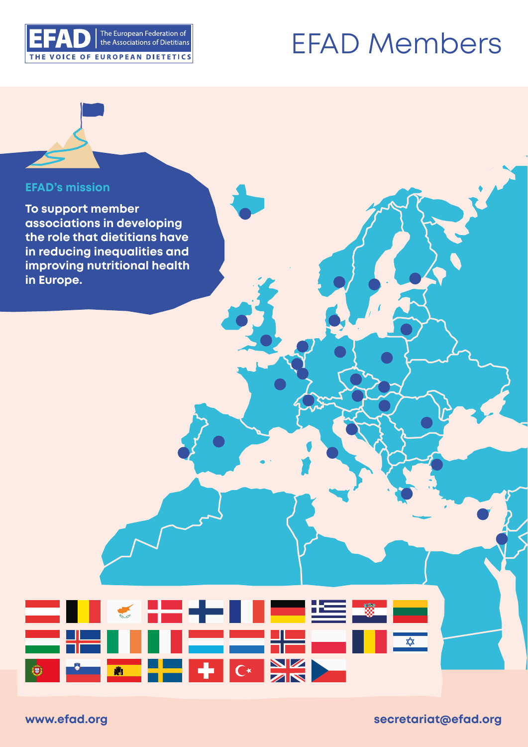# EFAD Members

The European Federation of the Associations of Dietitians

THE VOICE OF EUROPEAN DIETETICS

## EFAD's mission

**To support member associations in developing the role that dietitians have in reducing inequalities and improving nutritional health in Europe.**

www.efad.org

secretariat@efad.org